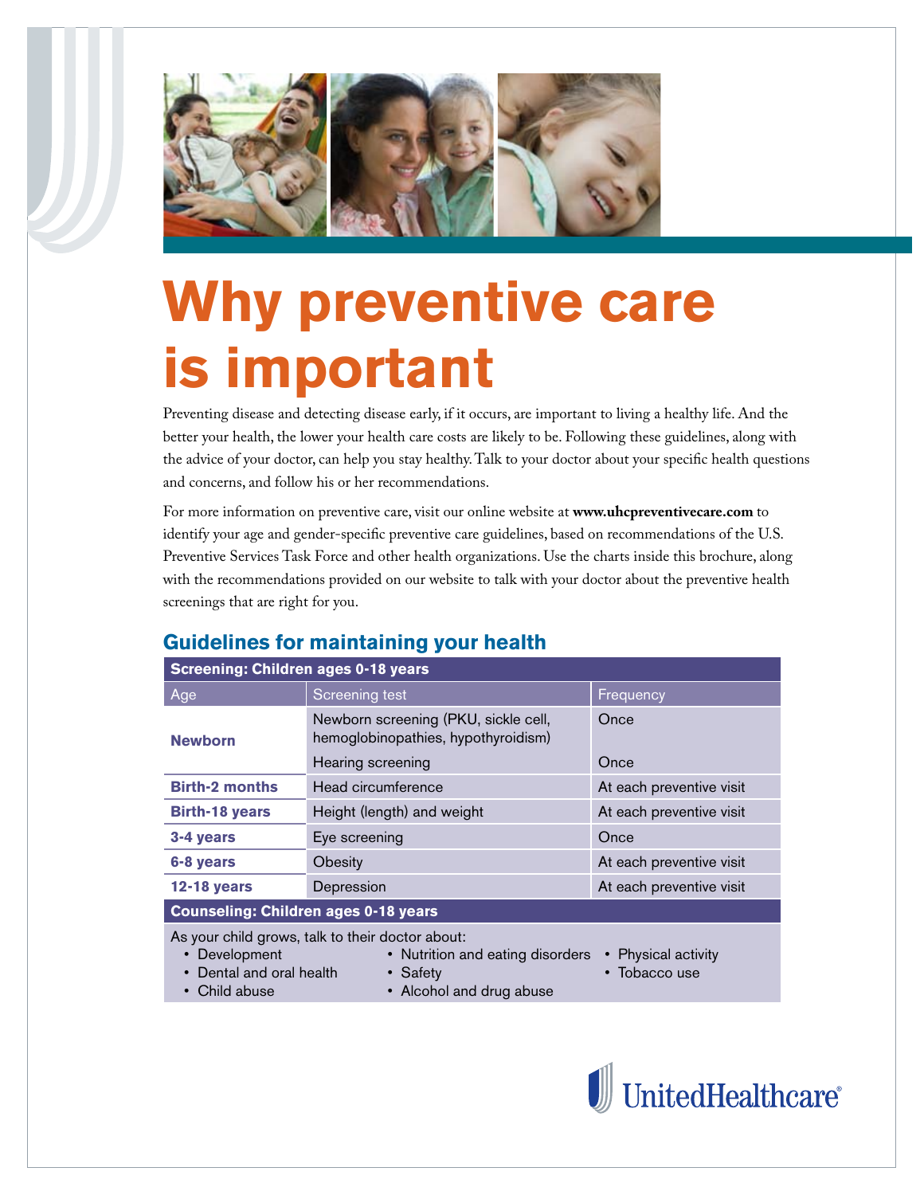# Why preventive care is important

Preventing disease and detecting disease early, if it occurs, are important to living a healthy life. And the better your health, the lower your health care costs are likely to be. Following these guidelines, along with the advice of your doctor, can help you stay healthy. Talk to your doctor about your specific health questions and concerns, and follow his or her recommendations.

For more information on preventive care, visit our online website at **www.uhcpreventivecare.com** to identify your age and gender-specific preventive care guidelines, based on recommendations of the U.S. Preventive Services Task Force and other health organizations. Use the charts inside this brochure, along with the recommendations provided on our website to talk with your doctor about the preventive health screenings that are right for you.

## Guidelines for maintaining your health

**Screening: Children ages 0-18 years**

| Age | Screening test | Frequency |
|---|---|---|
| **Newborn** | Newborn screening (PKU, sickle cell, hemoglobinopathies, hypothyroidism) | Once |
| | Hearing screening | Once |
| **Birth-2 months** | Head circumference | At each preventive visit |
| **Birth-18 years** | Height (length) and weight | At each preventive visit |
| **3-4 years** | Eye screening | Once |
| **6-8 years** | Obesity | At each preventive visit |
| **12-18 years** | Depression | At each preventive visit |

**Counseling: Children ages 0-18 years**

As your child grows, talk to their doctor about:

- Development
- Dental and oral health
- Child abuse
- Nutrition and eating disorders
- Safety
- Alcohol and drug abuse
- Physical activity
- Tobacco use

UnitedHealthcare®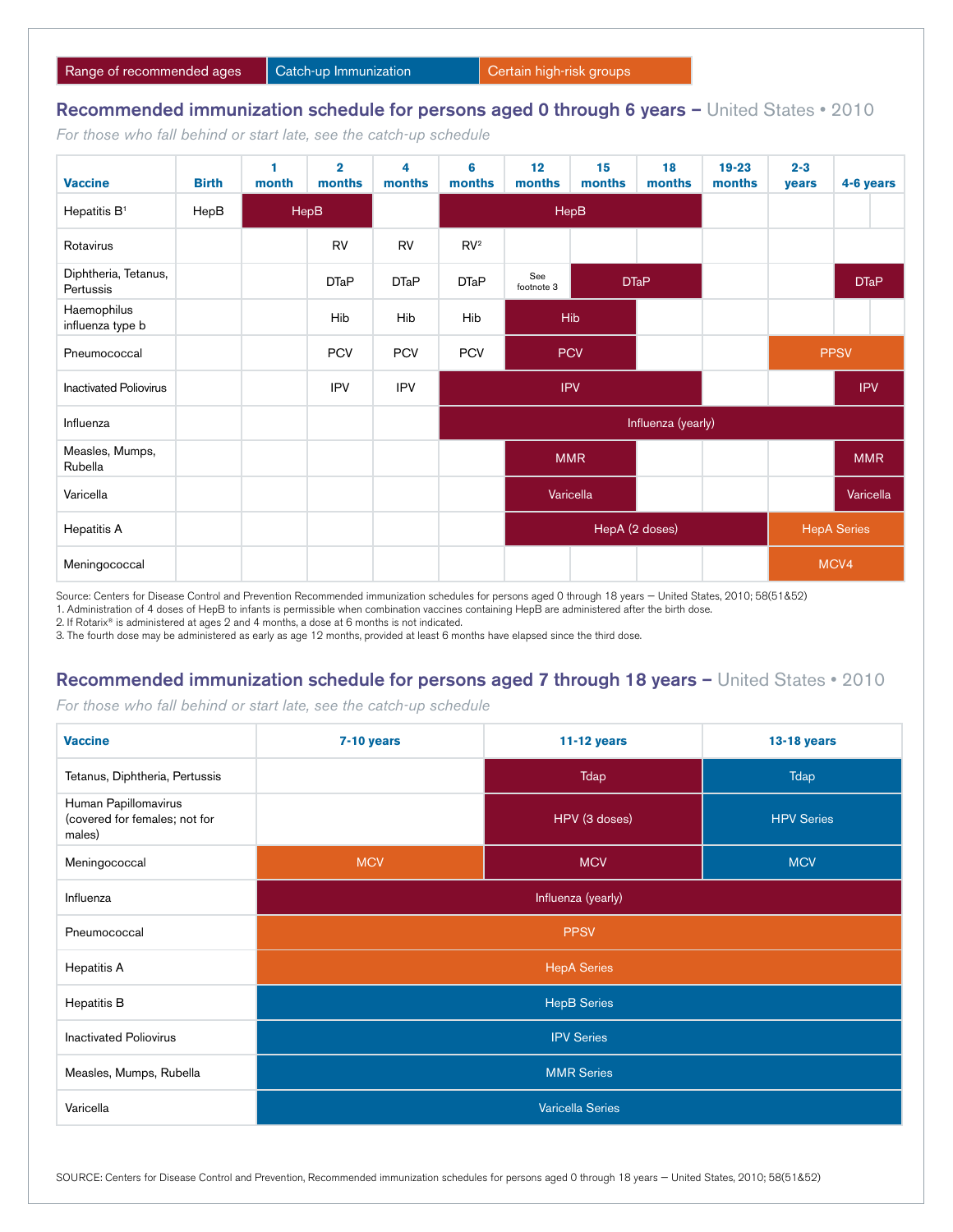| Range of recommended ages | Catch-up Immunization | Certain high-risk groups |
|---|---|---|

## Recommended immunization schedule for persons aged 0 through 6 years – United States • 2010

*For those who fall behind or start late, see the catch-up schedule*

| Vaccine | Birth | 1 month | 2 months | 4 months | 6 months | 12 months | 15 months | 18 months | 19-23 months | 2-3 years | 4-6 years |
|---|---|---|---|---|---|---|---|---|---|---|---|
| Hepatitis B[1] | HepB | HepB | HepB | | HepB | HepB | HepB | HepB | | | |
| Rotavirus | | | RV | RV | RV[2] | | | | | | |
| Diphtheria, Tetanus, Pertussis | | | DTaP | DTaP | DTaP | See footnote 3 | DTaP | DTaP | | | DTaP |
| Haemophilus influenza type b | | | Hib | Hib | Hib | Hib | Hib | | | | |
| Pneumococcal | | | PCV | PCV | PCV | PCV | PCV | | | PPSV | PPSV |
| Inactivated Poliovirus | | | IPV | IPV | IPV | IPV | IPV | IPV | | | IPV |
| Influenza | | | | | Influenza (yearly) | Influenza (yearly) | Influenza (yearly) | Influenza (yearly) | Influenza (yearly) | Influenza (yearly) | Influenza (yearly) |
| Measles, Mumps, Rubella | | | | | | MMR | MMR | | | | MMR |
| Varicella | | | | | | Varicella | Varicella | | | | Varicella |
| Hepatitis A | | | | | | HepA (2 doses) | HepA (2 doses) | HepA (2 doses) | HepA (2 doses) | HepA Series | HepA Series |
| Meningococcal | | | | | | | | | | MCV4 | MCV4 |

Source: Centers for Disease Control and Prevention Recommended immunization schedules for persons aged 0 through 18 years — United States, 2010; 58(51&52)

1. Administration of 4 doses of HepB to infants is permissible when combination vaccines containing HepB are administered after the birth dose.
2. If Rotarix® is administered at ages 2 and 4 months, a dose at 6 months is not indicated.
3. The fourth dose may be administered as early as age 12 months, provided at least 6 months have elapsed since the third dose.

## Recommended immunization schedule for persons aged 7 through 18 years – United States • 2010

*For those who fall behind or start late, see the catch-up schedule*

| Vaccine | 7-10 years | 11-12 years | 13-18 years |
|---|---|---|---|
| Tetanus, Diphtheria, Pertussis | | Tdap | Tdap |
| Human Papillomavirus (covered for females; not for males) | | HPV (3 doses) | HPV Series |
| Meningococcal | MCV | MCV | MCV |
| Influenza | Influenza (yearly) | Influenza (yearly) | Influenza (yearly) |
| Pneumococcal | PPSV | PPSV | PPSV |
| Hepatitis A | HepA Series | HepA Series | HepA Series |
| Hepatitis B | HepB Series | HepB Series | HepB Series |
| Inactivated Poliovirus | IPV Series | IPV Series | IPV Series |
| Measles, Mumps, Rubella | MMR Series | MMR Series | MMR Series |
| Varicella | Varicella Series | Varicella Series | Varicella Series |

SOURCE: Centers for Disease Control and Prevention, Recommended immunization schedules for persons aged 0 through 18 years — United States, 2010; 58(51&52)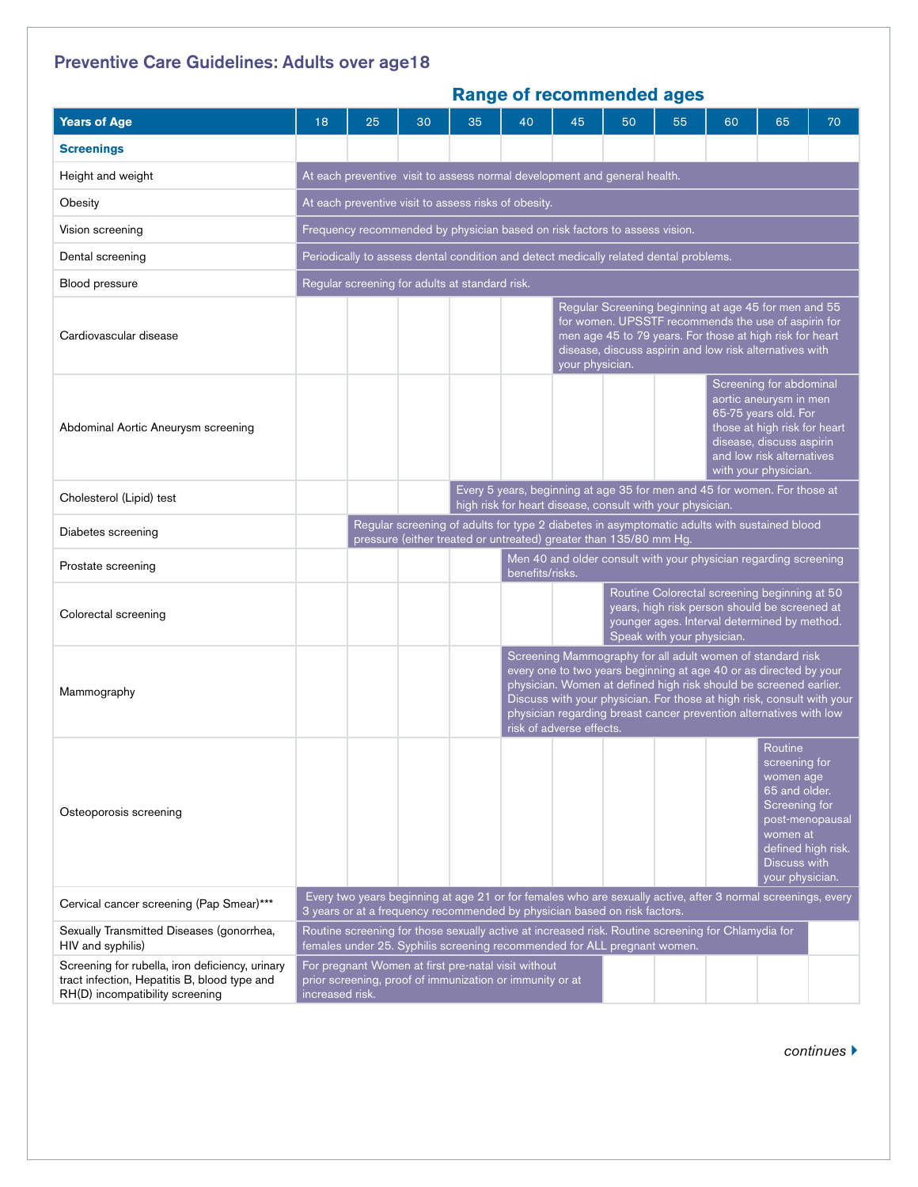## Preventive Care Guidelines: Adults over age18

### Range of recommended ages

| Years of Age | 18 | 25 | 30 | 35 | 40 | 45 | 50 | 55 | 60 | 65 | 70 |
|---|---|---|---|---|---|---|---|---|---|---|---|
| **Screenings** | | | | | | | | | | | |
| Height and weight | At each preventive visit to assess normal development and general health. | | | | | | | | | | |
| Obesity | At each preventive visit to assess risks of obesity. | | | | | | | | | | |
| Vision screening | Frequency recommended by physician based on risk factors to assess vision. | | | | | | | | | | |
| Dental screening | Periodically to assess dental condition and detect medically related dental problems. | | | | | | | | | | |
| Blood pressure | Regular screening for adults at standard risk. | | | | | | | | | | |
| Cardiovascular disease | | | | | | Regular Screening beginning at age 45 for men and 55 for women. UPSSTF recommends the use of aspirin for men age 45 to 79 years. For those at high risk for heart disease, discuss aspirin and low risk alternatives with your physician. | | | | | |
| Abdominal Aortic Aneurysm screening | | | | | | | | | Screening for abdominal aortic aneurysm in men 65-75 years old. For those at high risk for heart disease, discuss aspirin and low risk alternatives with your physician. | | |
| Cholesterol (Lipid) test | | | | Every 5 years, beginning at age 35 for men and 45 for women. For those at high risk for heart disease, consult with your physician. | | | | | | | |
| Diabetes screening | | Regular screening of adults for type 2 diabetes in asymptomatic adults with sustained blood pressure (either treated or untreated) greater than 135/80 mm Hg. | | | | | | | | | |
| Prostate screening | | | | | Men 40 and older consult with your physician regarding screening benefits/risks. | | | | | | |
| Colorectal screening | | | | | | | Routine Colorectal screening beginning at 50 years, high risk person should be screened at younger ages. Interval determined by method. Speak with your physician. | | | | |
| Mammography | | | | | Screening Mammography for all adult women of standard risk every one to two years beginning at age 40 or as directed by your physician. Women at defined high risk should be screened earlier. Discuss with your physician. For those at high risk, consult with your physician regarding breast cancer prevention alternatives with low risk of adverse effects. | | | | | | |
| Osteoporosis screening | | | | | | | | | | Routine screening for women age 65 and older. Screening for post-menopausal women at defined high risk. Discuss with your physician. | |
| Cervical cancer screening (Pap Smear)*** | Every two years beginning at age 21 or for females who are sexually active, after 3 normal screenings, every 3 years or at a frequency recommended by physician based on risk factors. | | | | | | | | | | |
| Sexually Transmitted Diseases (gonorrhea, HIV and syphilis) | Routine screening for those sexually active at increased risk. Routine screening for Chlamydia for females under 25. Syphilis screening recommended for ALL pregnant women. | | | | | | | | | | |
| Screening for rubella, iron deficiency, urinary tract infection, Hepatitis B, blood type and RH(D) incompatibility screening | For pregnant Women at first pre-natal visit without prior screening, proof of immunization or immunity or at increased risk. | | | | | | | | | | |

*continues* ▸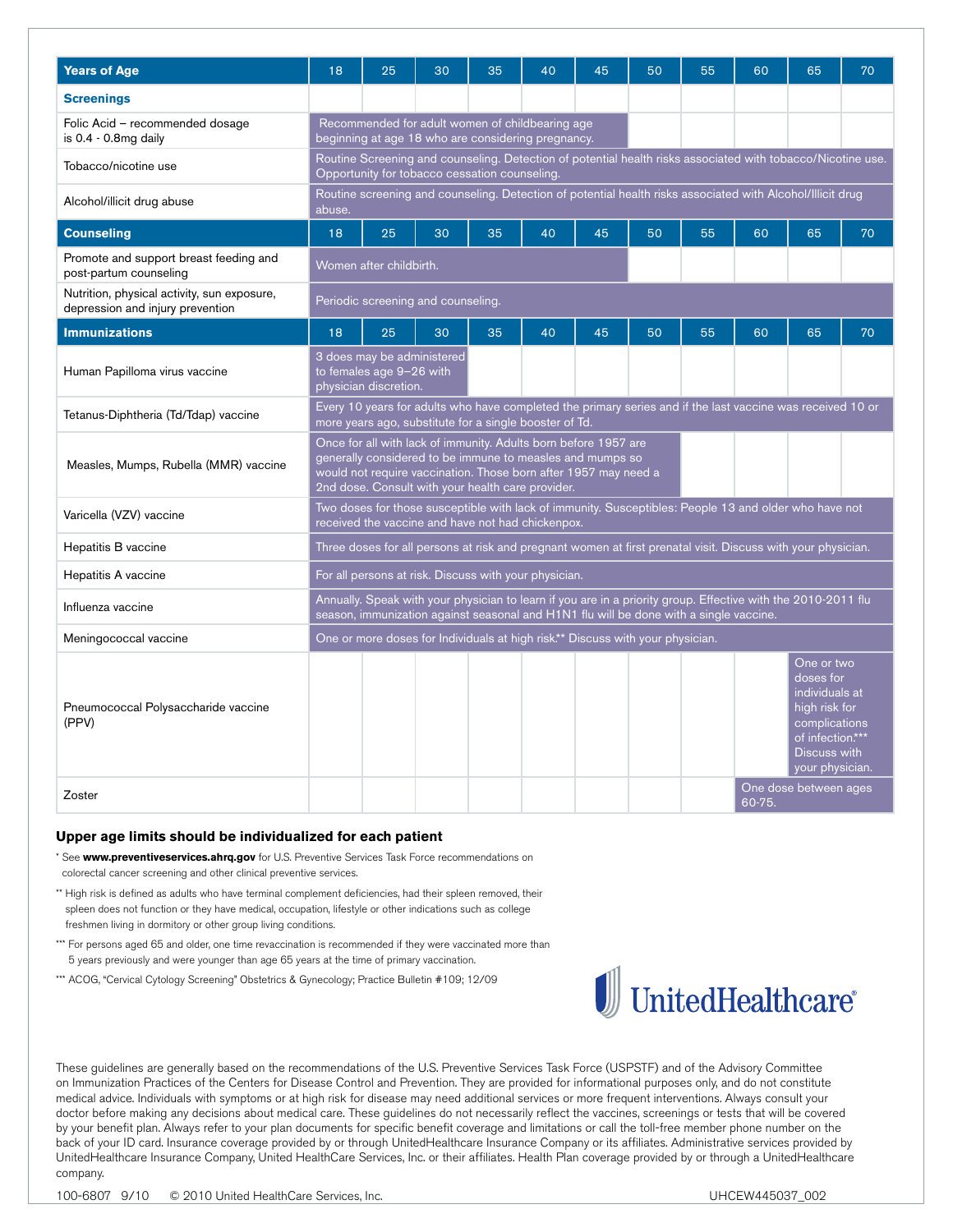| Years of Age | 18 | 25 | 30 | 35 | 40 | 45 | 50 | 55 | 60 | 65 | 70 |
|---|---|---|---|---|---|---|---|---|---|---|---|
| **Screenings** | | | | | | | | | | | |
| Folic Acid – recommended dosage is 0.4 - 0.8mg daily | Recommended for adult women of childbearing age beginning at age 18 who are considering pregnancy. | | | | | | | | | | |
| Tobacco/nicotine use | Routine Screening and counseling. Detection of potential health risks associated with tobacco/Nicotine use. Opportunity for tobacco cessation counseling. | | | | | | | | | | |
| Alcohol/illicit drug abuse | Routine screening and counseling. Detection of potential health risks associated with Alcohol/Illicit drug abuse. | | | | | | | | | | |
| **Counseling** | 18 | 25 | 30 | 35 | 40 | 45 | 50 | 55 | 60 | 65 | 70 |
| Promote and support breast feeding and post-partum counseling | Women after childbirth. | | | | | | | | | | |
| Nutrition, physical activity, sun exposure, depression and injury prevention | Periodic screening and counseling. | | | | | | | | | | |
| **Immunizations** | 18 | 25 | 30 | 35 | 40 | 45 | 50 | 55 | 60 | 65 | 70 |
| Human Papilloma virus vaccine | 3 does may be administered to females age 9–26 with physician discretion. | | | | | | | | | | |
| Tetanus-Diphtheria (Td/Tdap) vaccine | Every 10 years for adults who have completed the primary series and if the last vaccine was received 10 or more years ago, substitute for a single booster of Td. | | | | | | | | | | |
| Measles, Mumps, Rubella (MMR) vaccine | Once for all with lack of immunity. Adults born before 1957 are generally considered to be immune to measles and mumps so would not require vaccination. Those born after 1957 may need a 2nd dose. Consult with your health care provider. | | | | | | | | | | |
| Varicella (VZV) vaccine | Two doses for those susceptible with lack of immunity. Susceptibles: People 13 and older who have not received the vaccine and have not had chickenpox. | | | | | | | | | | |
| Hepatitis B vaccine | Three doses for all persons at risk and pregnant women at first prenatal visit. Discuss with your physician. | | | | | | | | | | |
| Hepatitis A vaccine | For all persons at risk. Discuss with your physician. | | | | | | | | | | |
| Influenza vaccine | Annually. Speak with your physician to learn if you are in a priority group. Effective with the 2010-2011 flu season, immunization against seasonal and H1N1 flu will be done with a single vaccine. | | | | | | | | | | |
| Meningococcal vaccine | One or more doses for Individuals at high risk.** Discuss with your physician. | | | | | | | | | | |
| Pneumococcal Polysaccharide vaccine (PPV) | | | | | | | | | | One or two doses for individuals at high risk for complications of infection.*** Discuss with your physician. | |
| Zoster | | | | | | | | | One dose between ages 60-75. | | |

**Upper age limits should be individualized for each patient**

\* See **www.preventiveservices.ahrq.gov** for U.S. Preventive Services Task Force recommendations on colorectal cancer screening and other clinical preventive services.

** High risk is defined as adults who have terminal complement deficiencies, had their spleen removed, their spleen does not function or they have medical, occupation, lifestyle or other indications such as college freshmen living in dormitory or other group living conditions.

*** For persons aged 65 and older, one time revaccination is recommended if they were vaccinated more than 5 years previously and were younger than age 65 years at the time of primary vaccination.

*** ACOG, "Cervical Cytology Screening" Obstetrics & Gynecology; Practice Bulletin #109; 12/09

UnitedHealthcare®

These guidelines are generally based on the recommendations of the U.S. Preventive Services Task Force (USPSTF) and of the Advisory Committee on Immunization Practices of the Centers for Disease Control and Prevention. They are provided for informational purposes only, and do not constitute medical advice. Individuals with symptoms or at high risk for disease may need additional services or more frequent interventions. Always consult your doctor before making any decisions about medical care. These guidelines do not necessarily reflect the vaccines, screenings or tests that will be covered by your benefit plan. Always refer to your plan documents for specific benefit coverage and limitations or call the toll-free member phone number on the back of your ID card. Insurance coverage provided by or through UnitedHealthcare Insurance Company or its affiliates. Administrative services provided by UnitedHealthcare Insurance Company, United HealthCare Services, Inc. or their affiliates. Health Plan coverage provided by or through a UnitedHealthcare company.

100-6807 9/10 © 2010 United HealthCare Services, Inc. UHCEW445037_002